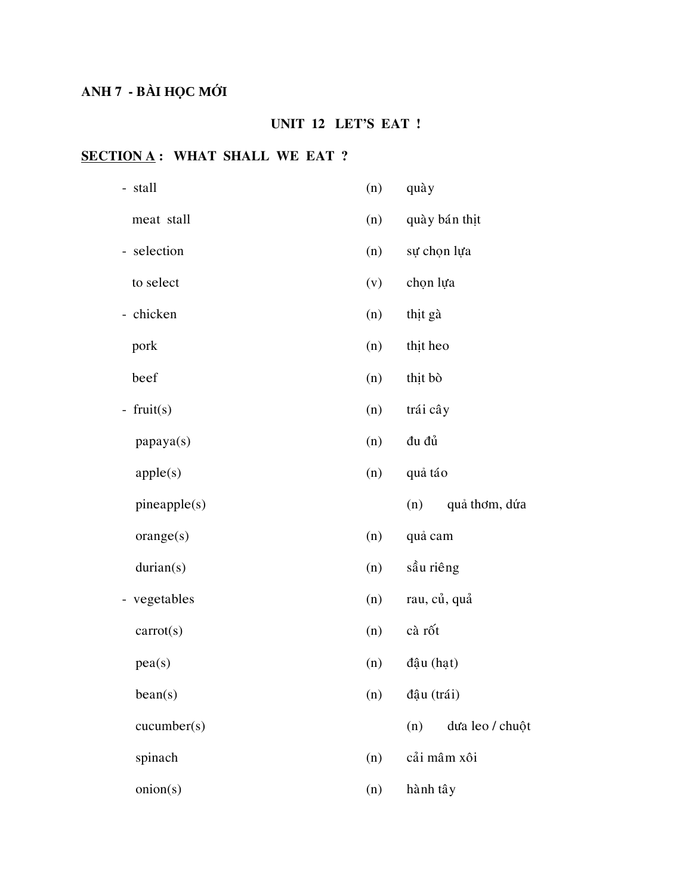**ANH 7 - BÀI HỌC MỚI**

**UNIT 12 LET'S EAT !**

**<u>SECTION A</u> : WHAT SHALL WE EAT ?**

| | | |
|---|---|---|
| - stall | (n) | quày |
| meat stall | (n) | quày bán thịt |
| - selection | (n) | sự chọn lựa |
| to select | (v) | chọn lựa |
| - chicken | (n) | thịt gà |
| pork | (n) | thịt heo |
| beef | (n) | thịt bò |
| - fruit(s) | (n) | trái cây |
| papaya(s) | (n) | đu đủ |
| apple(s) | (n) | quả táo |
| pineapple(s) | (n) | quả thơm, dứa |
| orange(s) | (n) | quả cam |
| durian(s) | (n) | sầu riêng |
| - vegetables | (n) | rau, củ, quả |
| carrot(s) | (n) | cà rốt |
| pea(s) | (n) | đậu (hạt) |
| bean(s) | (n) | đậu (trái) |
| cucumber(s) | (n) | dưa leo / chuột |
| spinach | (n) | cải mâm xôi |
| onion(s) | (n) | hành tây |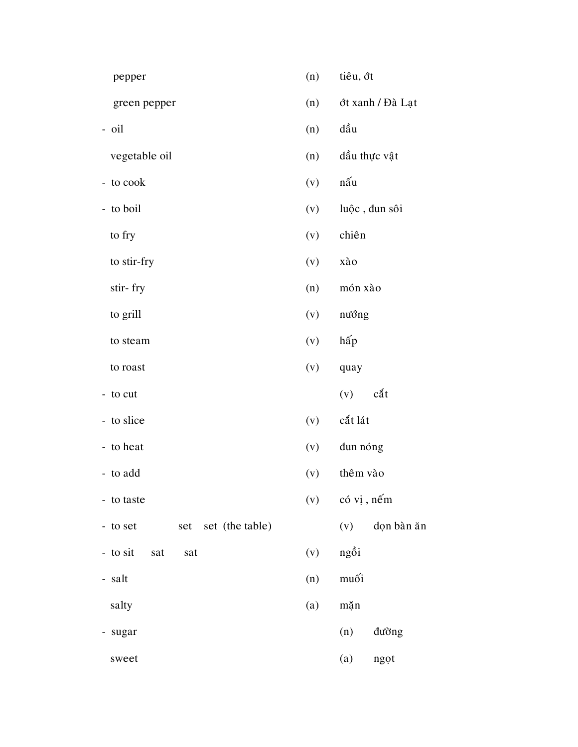| | | |
|---|---|---|
| pepper | (n) | tiêu, ớt |
| green pepper | (n) | ớt xanh / Đà Lạt |
| - oil | (n) | dầu |
| vegetable oil | (n) | dầu thực vật |
| - to cook | (v) | nấu |
| - to boil | (v) | luộc , đun sôi |
| to fry | (v) | chiên |
| to stir-fry | (v) | xào |
| stir- fry | (n) | món xào |
| to grill | (v) | nướng |
| to steam | (v) | hấp |
| to roast | (v) | quay |
| - to cut | (v) | cắt |
| - to slice | (v) | cắt lát |
| - to heat | (v) | đun nóng |
| - to add | (v) | thêm vào |
| - to taste | (v) | có vị , nếm |
| - to set set set (the table) | (v) | dọn bàn ăn |
| - to sit sat sat | (v) | ngồi |
| - salt | (n) | muối |
| salty | (a) | mặn |
| - sugar | (n) | đường |
| sweet | (a) | ngọt |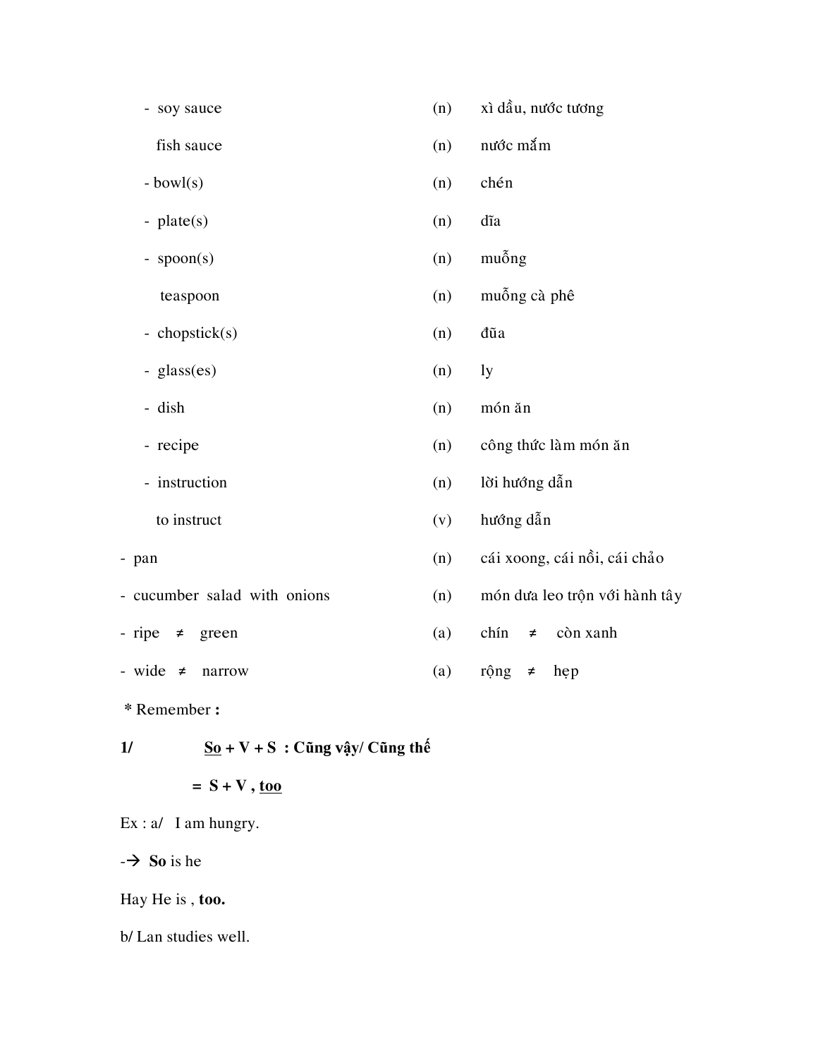- soy sauce (n) xì dầu, nước tương
  fish sauce (n) nước mắm
- bowl(s) (n) chén
- plate(s) (n) dĩa
- spoon(s) (n) muỗng
  teaspoon (n) muỗng cà phê
- chopstick(s) (n) đũa
- glass(es) (n) ly
- dish (n) món ăn
- recipe (n) công thức làm món ăn
- instruction (n) lời hướng dẫn
  to instruct (v) hướng dẫn
- pan (n) cái xoong, cái nồi, cái chảo
- cucumber salad with onions (n) món dưa leo trộn với hành tây
- ripe ≠ green (a) chín ≠ còn xanh
- wide ≠ narrow (a) rộng ≠ hẹp

\* Remember :

**1/ <u>So</u> + V + S : Cũng vậy/ Cũng thế**

**= S + V , <u>too</u>**

Ex : a/ I am hungry.

-→ **So** is he

Hay He is , **too.**

b/ Lan studies well.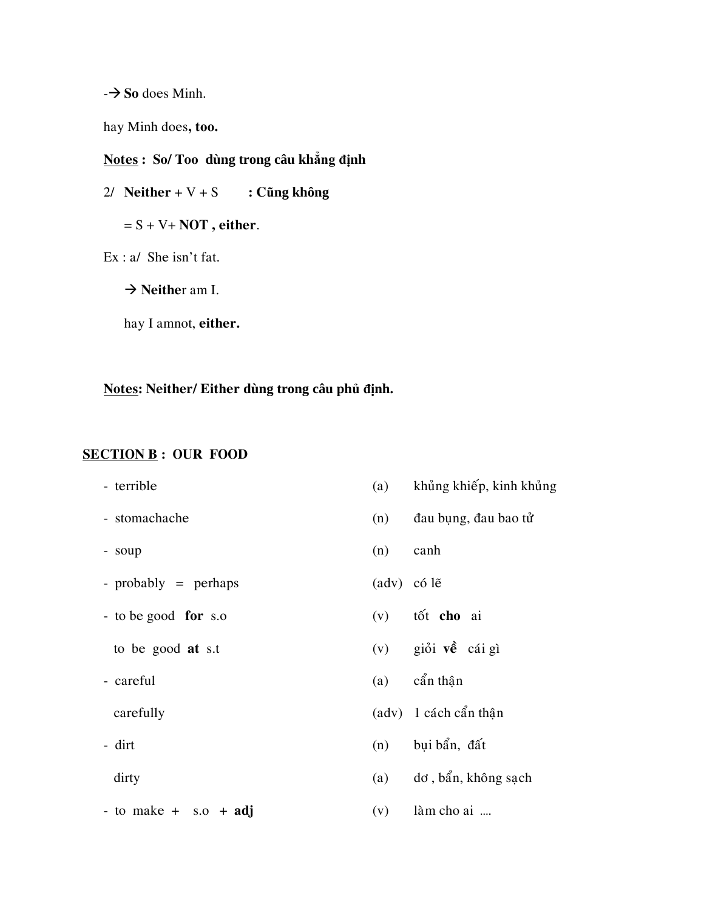-→ **So** does Minh.

hay Minh does**, too.**

**Notes : So/ Too dùng trong câu khẳng định**

2/ **Neither** + V + S **: Cũng không**

= S + V+ **NOT , either**.

Ex : a/ She isn't fat.

→ **Neithe**r am I.

hay I amnot, **either.**

**Notes: Neither/ Either dùng trong câu phủ định.**

**SECTION B : OUR FOOD**

| | | |
|---|---|---|
| - terrible | (a) | khủng khiếp, kinh khủng |
| - stomachache | (n) | đau bụng, đau bao tử |
| - soup | (n) | canh |
| - probably = perhaps | (adv) | có lẽ |
| - to be good **for** s.o | (v) | tốt **cho** ai |
| to be good **at** s.t | (v) | giỏi **về** cái gì |
| - careful | (a) | cẩn thận |
| carefully | (adv) | 1 cách cẩn thận |
| - dirt | (n) | bụi bẩn, đất |
| dirty | (a) | dơ , bẩn, không sạch |
| - to make + s.o + **adj** | (v) | làm cho ai .... |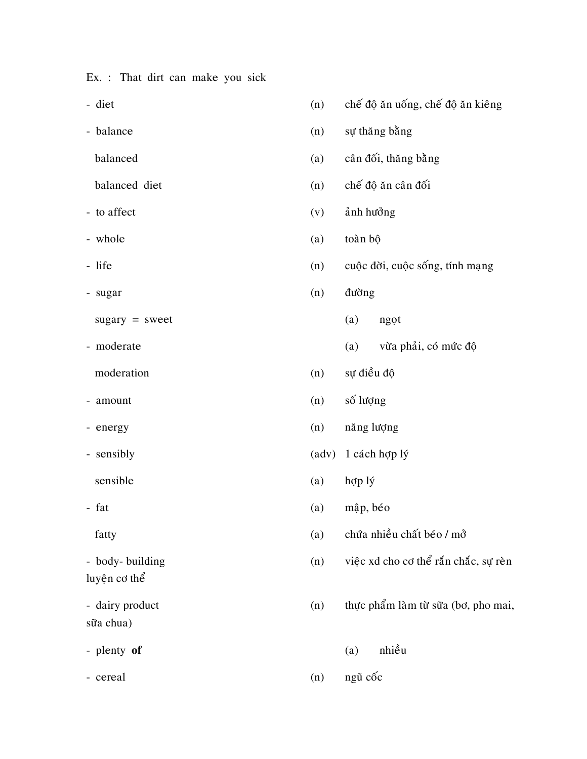Ex. : That dirt can make you sick

| | | |
|---|---|---|
| - diet | (n) | chế độ ăn uống, chế độ ăn kiêng |
| - balance | (n) | sự thăng bằng |
| balanced | (a) | cân đối, thăng bằng |
| balanced diet | (n) | chế độ ăn cân đối |
| - to affect | (v) | ảnh hưởng |
| - whole | (a) | toàn bộ |
| - life | (n) | cuộc đời, cuộc sống, tính mạng |
| - sugar | (n) | đường |
| sugary = sweet | (a) | ngọt |
| - moderate | (a) | vừa phải, có mức độ |
| moderation | (n) | sự điều độ |
| - amount | (n) | số lượng |
| - energy | (n) | năng lượng |
| - sensibly | (adv) | 1 cách hợp lý |
| sensible | (a) | hợp lý |
| - fat | (a) | mập, béo |
| fatty | (a) | chứa nhiều chất béo / mở |
| - body- building | (n) | việc xd cho cơ thể rắn chắc, sự rèn luyện cơ thể |
| - dairy product | (n) | thực phẩm làm từ sữa (bơ, pho mai, sữa chua) |
| - plenty **of** | (a) | nhiều |
| - cereal | (n) | ngũ cốc |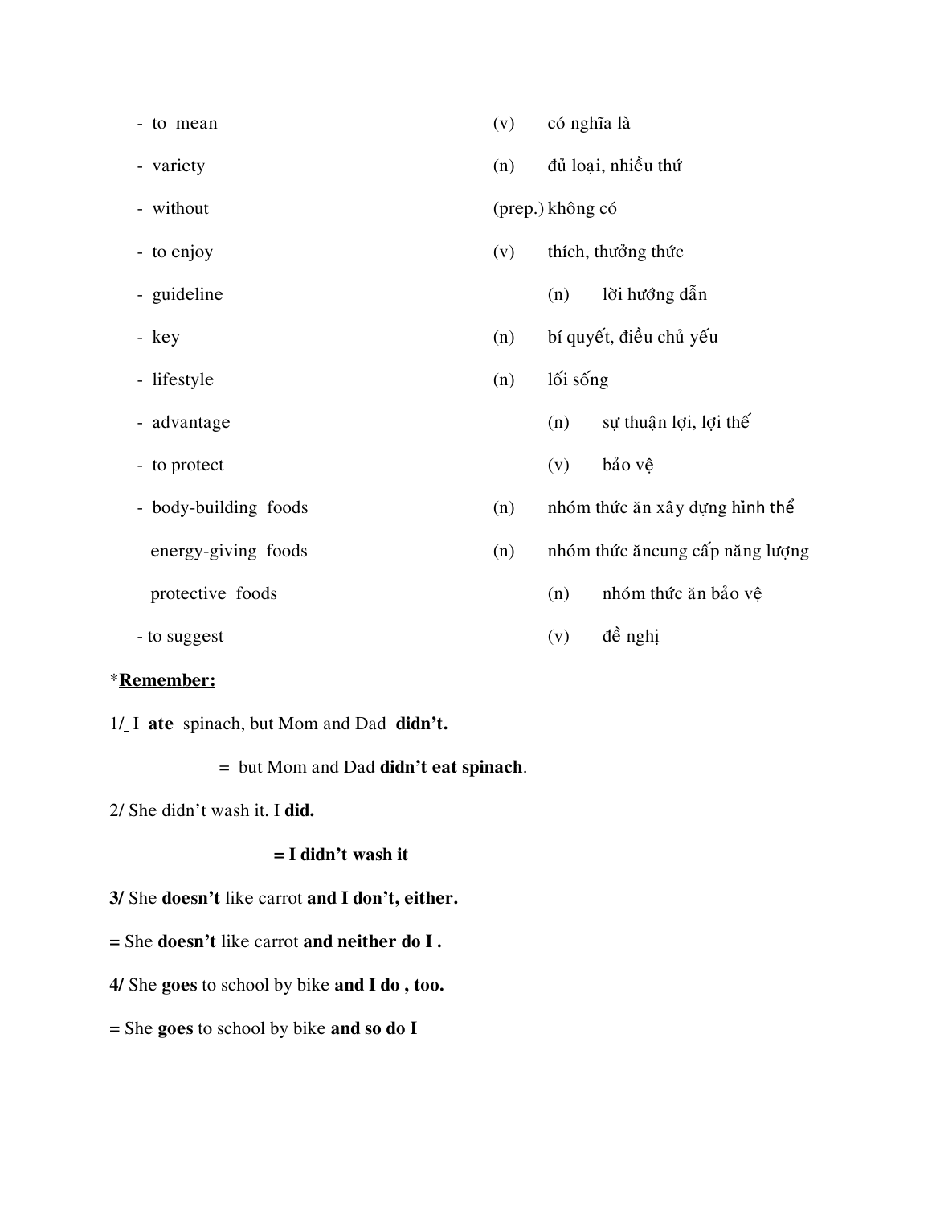- to mean (v) có nghĩa là
- variety (n) đủ loại, nhiều thứ
- without (prep.) không có
- to enjoy (v) thích, thưởng thức
- guideline (n) lời hướng dẫn
- key (n) bí quyết, điều chủ yếu
- lifestyle (n) lối sống
- advantage (n) sự thuận lợi, lợi thế
- to protect (v) bảo vệ
- body-building foods (n) nhóm thức ăn xây dựng hình thể
  energy-giving foods (n) nhóm thức ăncung cấp năng lượng
  protective foods (n) nhóm thức ăn bảo vệ
- to suggest (v) đề nghị

*<u>**Remember:**</u>

1/ I **ate** spinach, but Mom and Dad **didn't.**

= but Mom and Dad **didn't eat spinach**.

2/ She didn't wash it. I **did.**

**= I didn't wash it**

**3/** She **doesn't** like carrot **and I don't, either.**

**=** She **doesn't** like carrot **and neither do I .**

**4/** She **goes** to school by bike **and I do , too.**

**=** She **goes** to school by bike **and so do I**